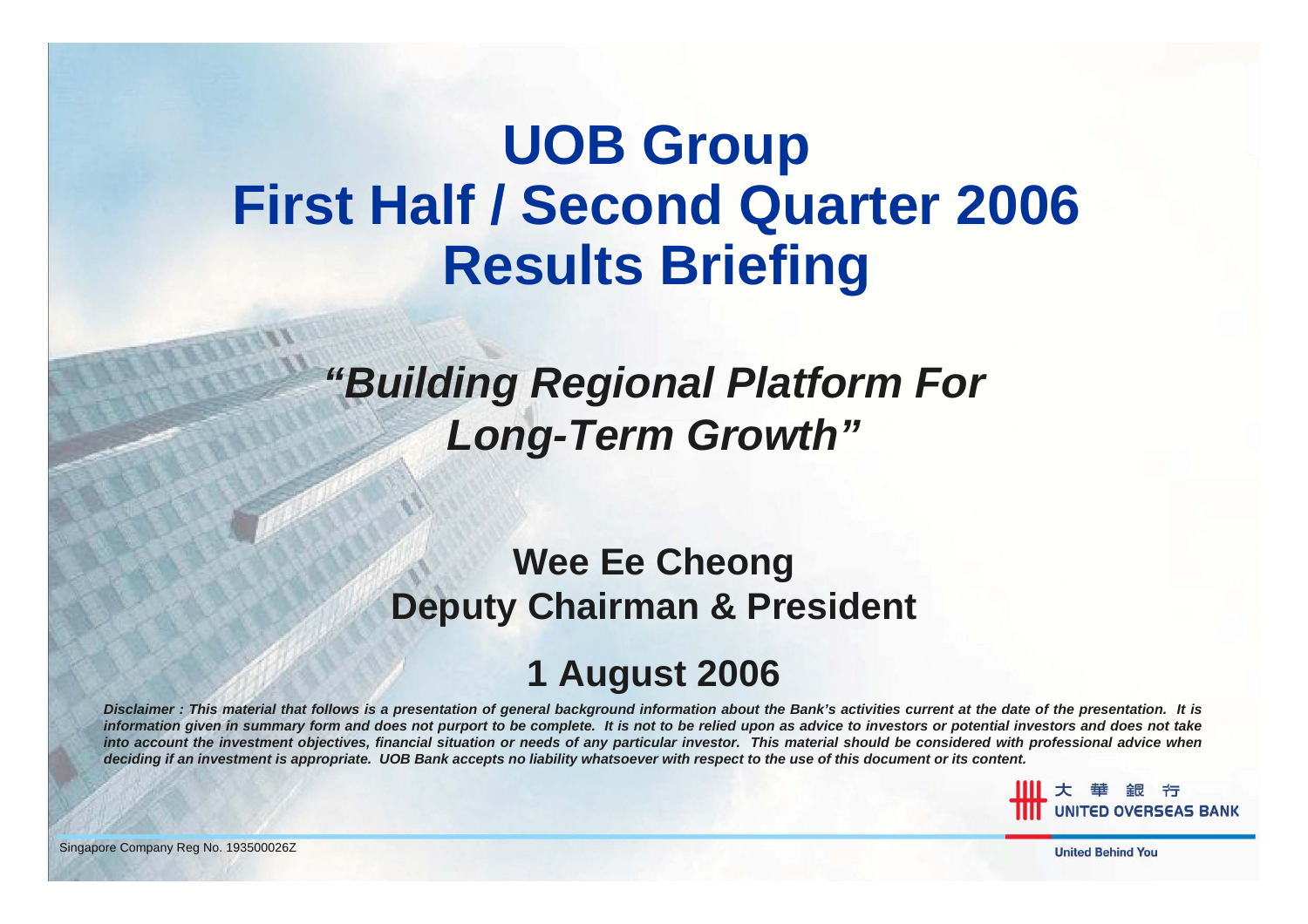# UOB Group
# First Half / Second Quarter 2006
# Results Briefing

## *"Building Regional Platform For Long-Term Growth"*

**Wee Ee Cheong**
**Deputy Chairman & President**

**1 August 2006**

***Disclaimer : This material that follows is a presentation of general background information about the Bank's activities current at the date of the presentation. It is information given in summary form and does not purport to be complete. It is not to be relied upon as advice to investors or potential investors and does not take into account the investment objectives, financial situation or needs of any particular investor. This material should be considered with professional advice when deciding if an investment is appropriate. UOB Bank accepts no liability whatsoever with respect to the use of this document or its content.***

大 華 銀 行
UNITED OVERSEAS BANK

Singapore Company Reg No. 193500026Z

United Behind You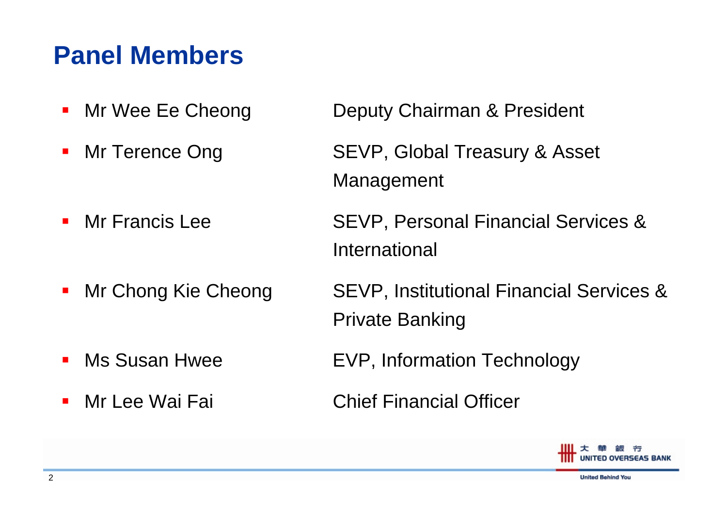# Panel Members

- Mr Wee Ee Cheong — Deputy Chairman & President
- Mr Terence Ong — SEVP, Global Treasury & Asset Management
- Mr Francis Lee — SEVP, Personal Financial Services & International
- Mr Chong Kie Cheong — SEVP, Institutional Financial Services & Private Banking
- Ms Susan Hwee — EVP, Information Technology
- Mr Lee Wai Fai — Chief Financial Officer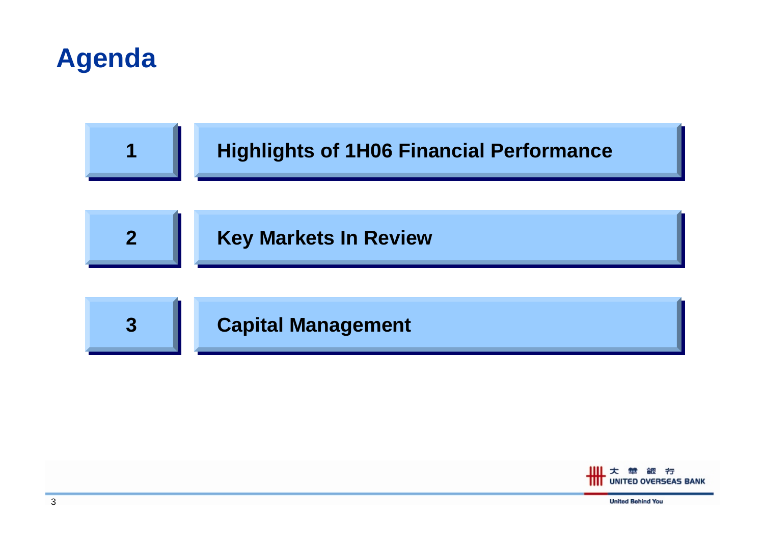# Agenda

1. Highlights of 1H06 Financial Performance
2. Key Markets In Review
3. Capital Management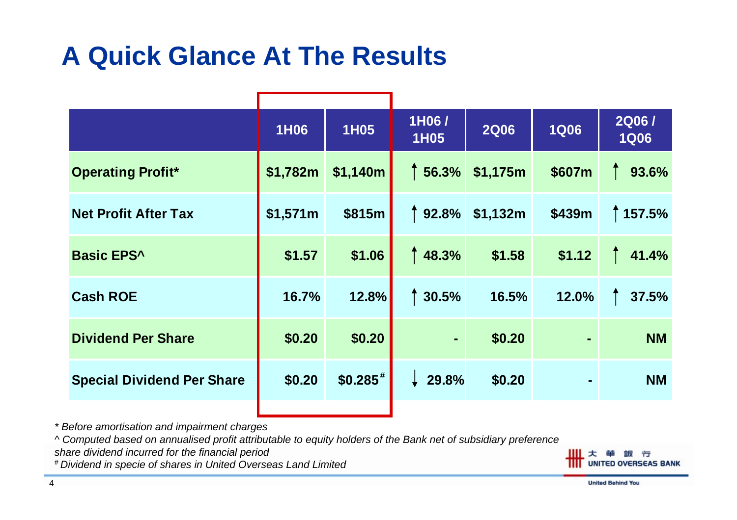# A Quick Glance At The Results

| | 1H06 | 1H05 | 1H06 / 1H05 | 2Q06 | 1Q06 | 2Q06 / 1Q06 |
|---|---|---|---|---|---|---|
| **Operating Profit*** | $1,782m | $1,140m | ↑ 56.3% | $1,175m | $607m | ↑ 93.6% |
| **Net Profit After Tax** | $1,571m | $815m | ↑ 92.8% | $1,132m | $439m | ↑ 157.5% |
| **Basic EPS^** | $1.57 | $1.06 | ↑ 48.3% | $1.58 | $1.12 | ↑ 41.4% |
| **Cash ROE** | 16.7% | 12.8% | ↑ 30.5% | 16.5% | 12.0% | ↑ 37.5% |
| **Dividend Per Share** | $0.20 | $0.20 | - | $0.20 | - | NM |
| **Special Dividend Per Share** | $0.20 | $0.285# | ↓ 29.8% | $0.20 | - | NM |

*\* Before amortisation and impairment charges*

*^ Computed based on annualised profit attributable to equity holders of the Bank net of subsidiary preference share dividend incurred for the financial period*

*# Dividend in specie of shares in United Overseas Land Limited*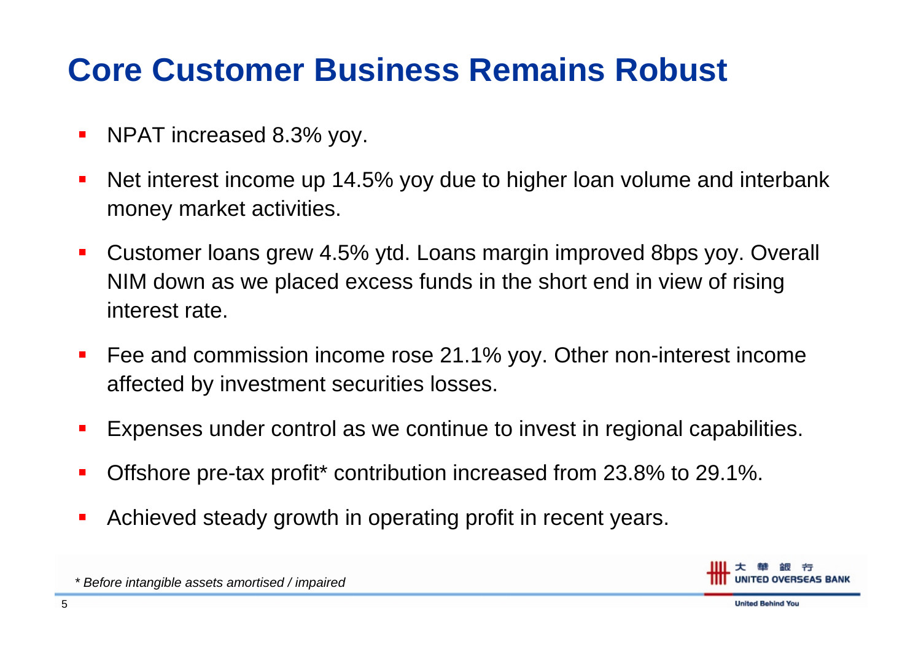# Core Customer Business Remains Robust

- NPAT increased 8.3% yoy.
- Net interest income up 14.5% yoy due to higher loan volume and interbank money market activities.
- Customer loans grew 4.5% ytd. Loans margin improved 8bps yoy. Overall NIM down as we placed excess funds in the short end in view of rising interest rate.
- Fee and commission income rose 21.1% yoy. Other non-interest income affected by investment securities losses.
- Expenses under control as we continue to invest in regional capabilities.
- Offshore pre-tax profit* contribution increased from 23.8% to 29.1%.
- Achieved steady growth in operating profit in recent years.

*\* Before intangible assets amortised / impaired*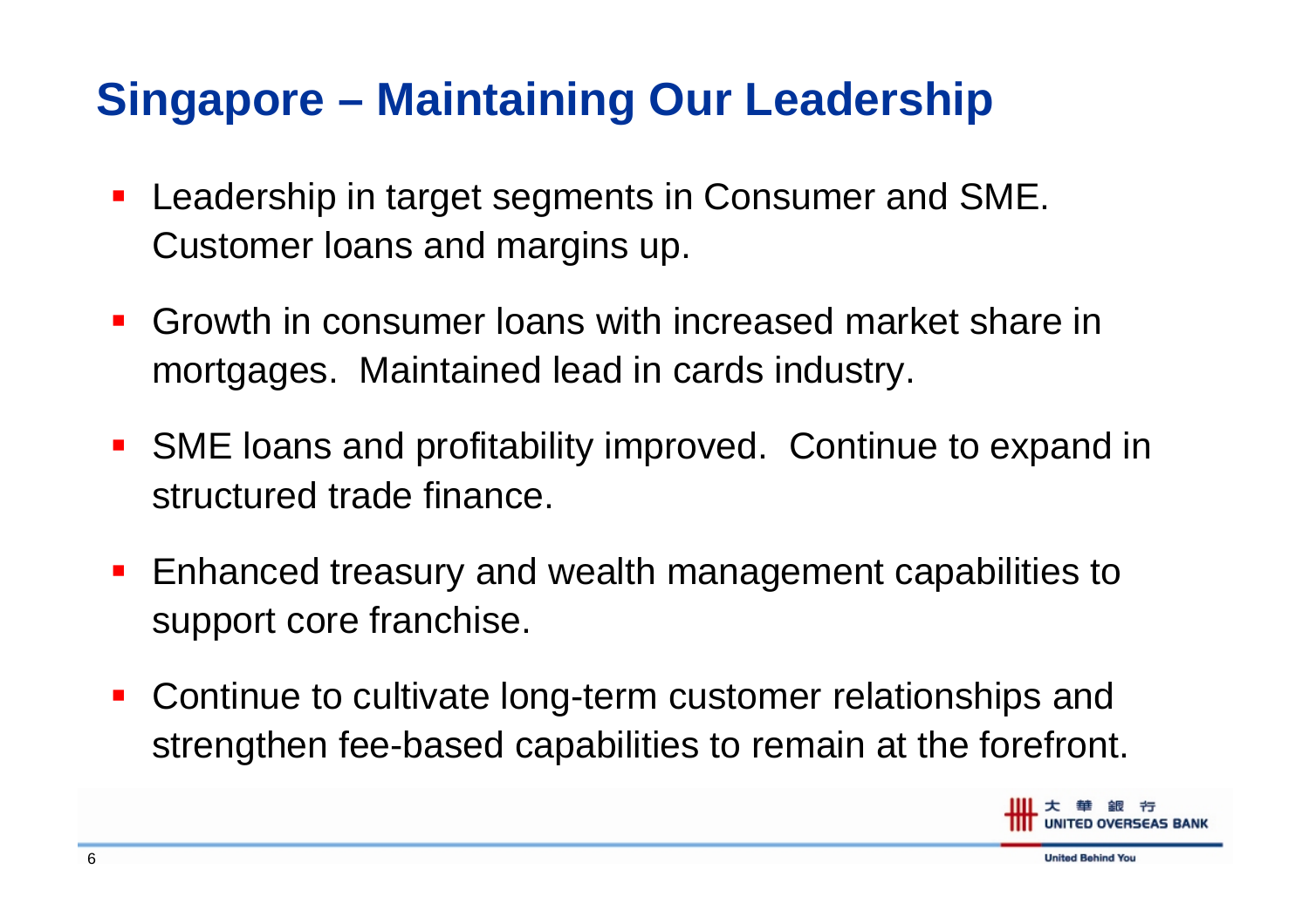# Singapore – Maintaining Our Leadership

- Leadership in target segments in Consumer and SME. Customer loans and margins up.
- Growth in consumer loans with increased market share in mortgages. Maintained lead in cards industry.
- SME loans and profitability improved. Continue to expand in structured trade finance.
- Enhanced treasury and wealth management capabilities to support core franchise.
- Continue to cultivate long-term customer relationships and strengthen fee-based capabilities to remain at the forefront.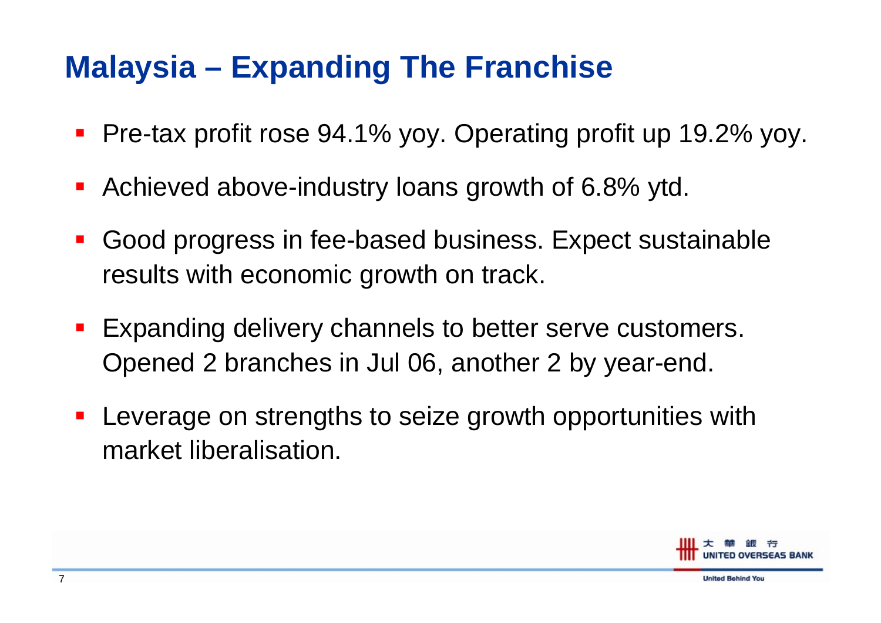# Malaysia – Expanding The Franchise

- Pre-tax profit rose 94.1% yoy. Operating profit up 19.2% yoy.
- Achieved above-industry loans growth of 6.8% ytd.
- Good progress in fee-based business. Expect sustainable results with economic growth on track.
- Expanding delivery channels to better serve customers. Opened 2 branches in Jul 06, another 2 by year-end.
- Leverage on strengths to seize growth opportunities with market liberalisation.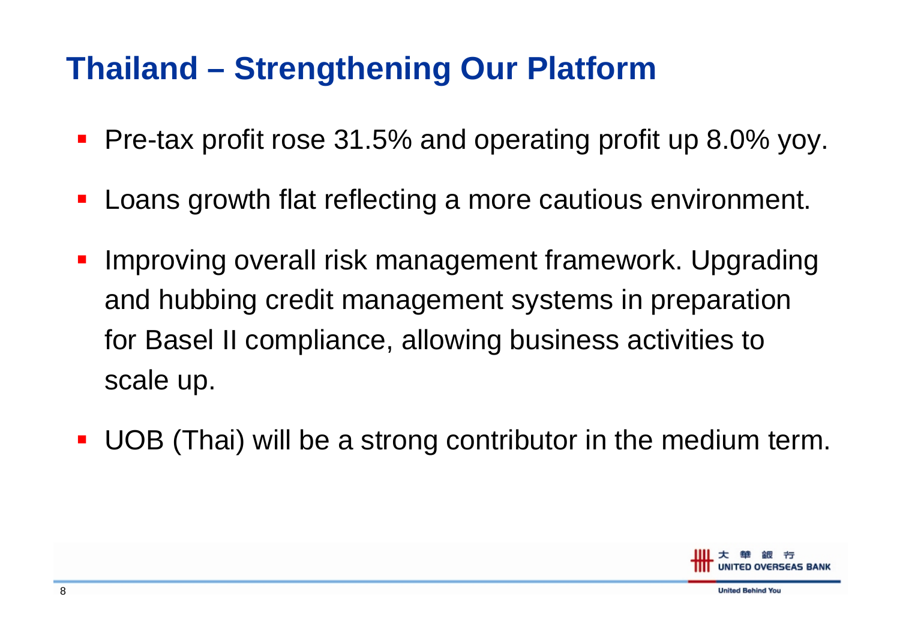# Thailand – Strengthening Our Platform

- Pre-tax profit rose 31.5% and operating profit up 8.0% yoy.
- Loans growth flat reflecting a more cautious environment.
- Improving overall risk management framework. Upgrading and hubbing credit management systems in preparation for Basel II compliance, allowing business activities to scale up.
- UOB (Thai) will be a strong contributor in the medium term.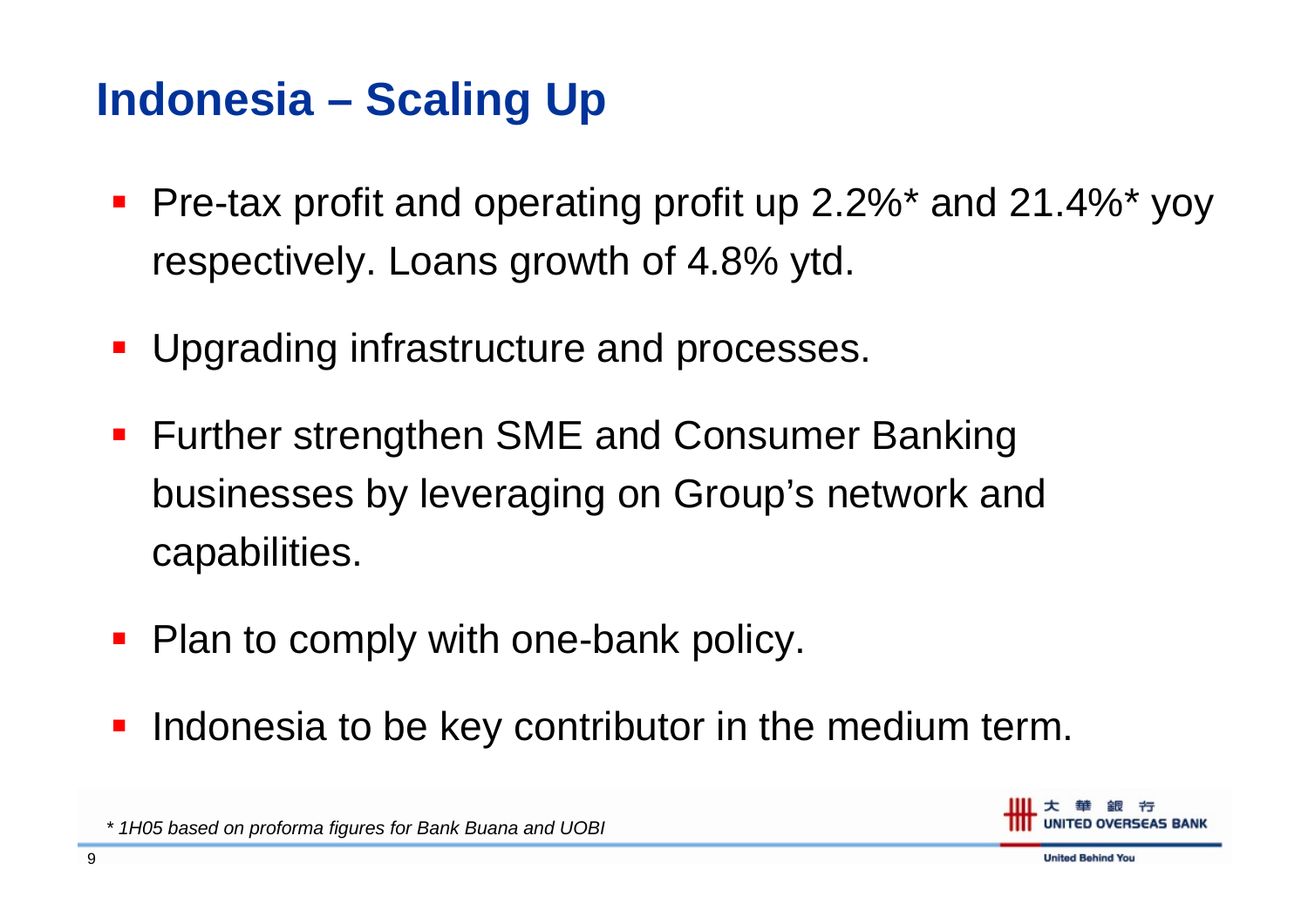# Indonesia – Scaling Up

- Pre-tax profit and operating profit up 2.2%* and 21.4%* yoy respectively. Loans growth of 4.8% ytd.
- Upgrading infrastructure and processes.
- Further strengthen SME and Consumer Banking businesses by leveraging on Group's network and capabilities.
- Plan to comply with one-bank policy.
- Indonesia to be key contributor in the medium term.

*\* 1H05 based on proforma figures for Bank Buana and UOBI*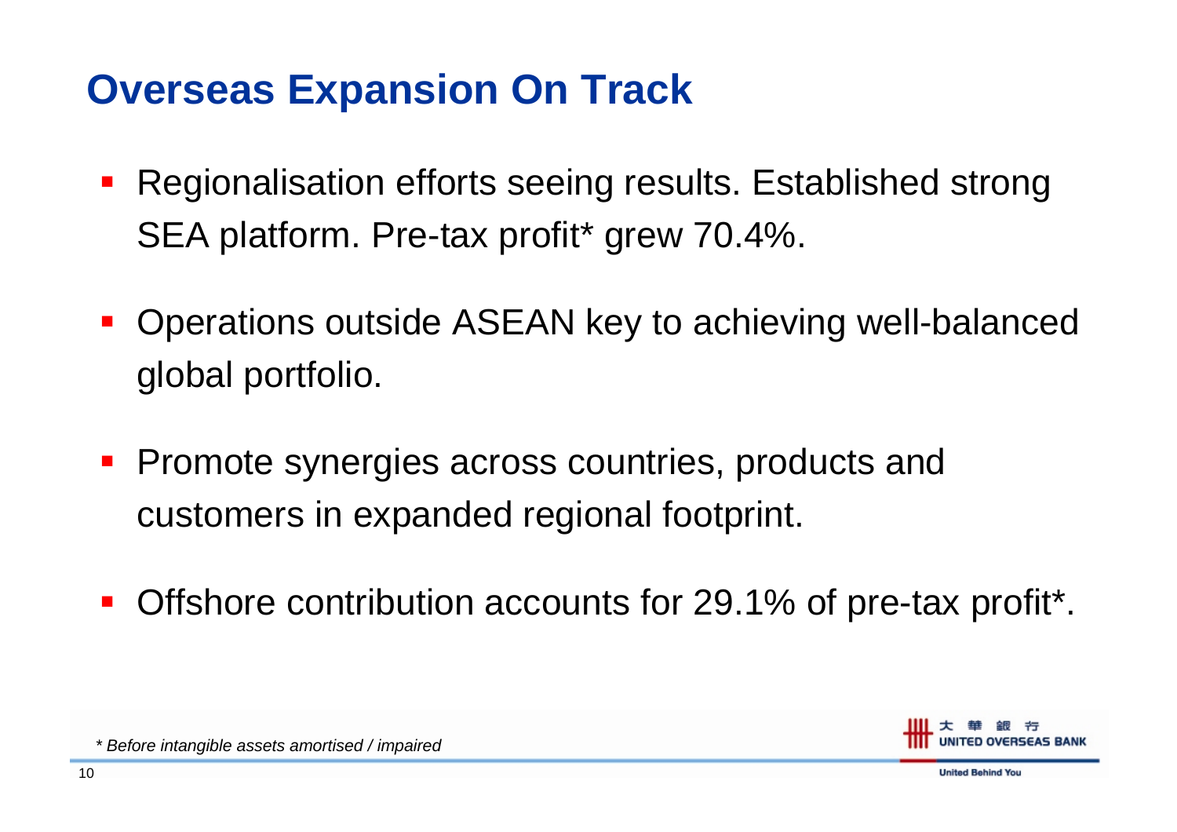# Overseas Expansion On Track

- Regionalisation efforts seeing results. Established strong SEA platform. Pre-tax profit* grew 70.4%.
- Operations outside ASEAN key to achieving well-balanced global portfolio.
- Promote synergies across countries, products and customers in expanded regional footprint.
- Offshore contribution accounts for 29.1% of pre-tax profit*.

*\* Before intangible assets amortised / impaired*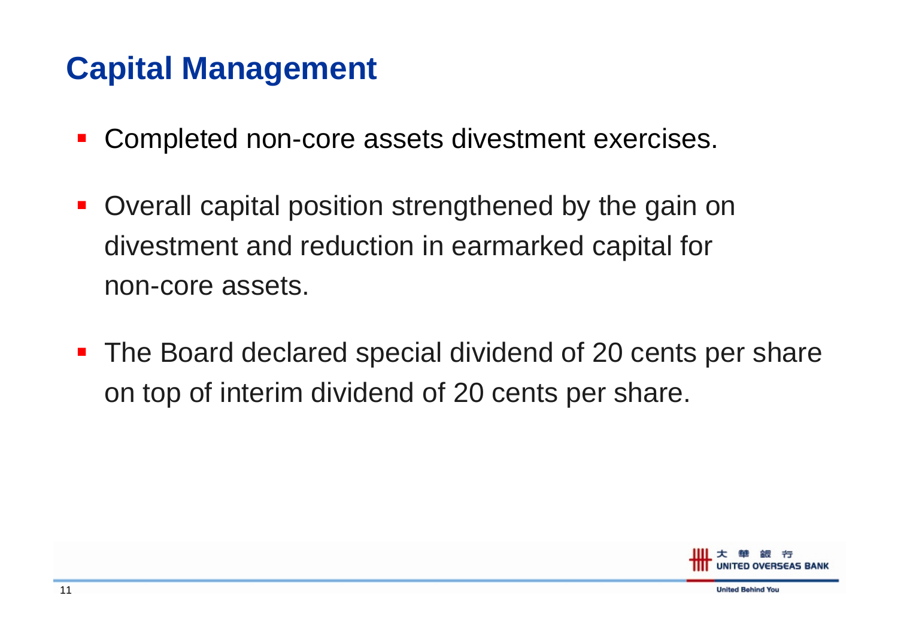# Capital Management

- Completed non-core assets divestment exercises.
- Overall capital position strengthened by the gain on divestment and reduction in earmarked capital for non-core assets.
- The Board declared special dividend of 20 cents per share on top of interim dividend of 20 cents per share.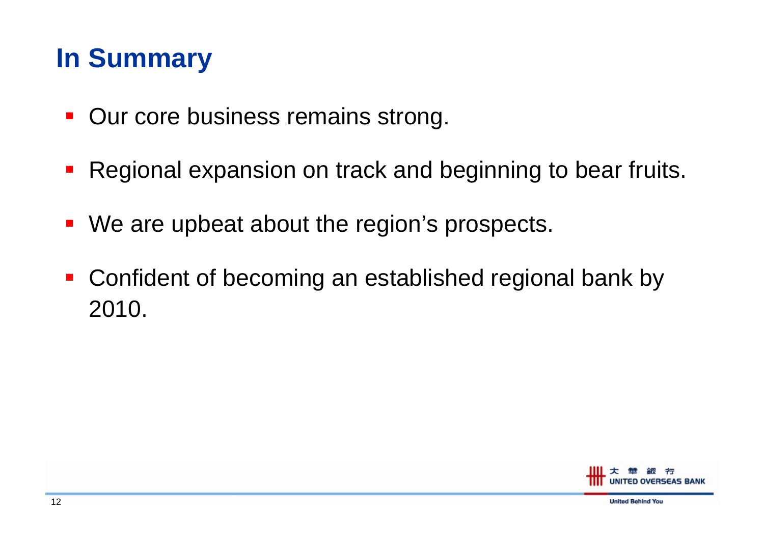# In Summary

- Our core business remains strong.
- Regional expansion on track and beginning to bear fruits.
- We are upbeat about the region's prospects.
- Confident of becoming an established regional bank by 2010.